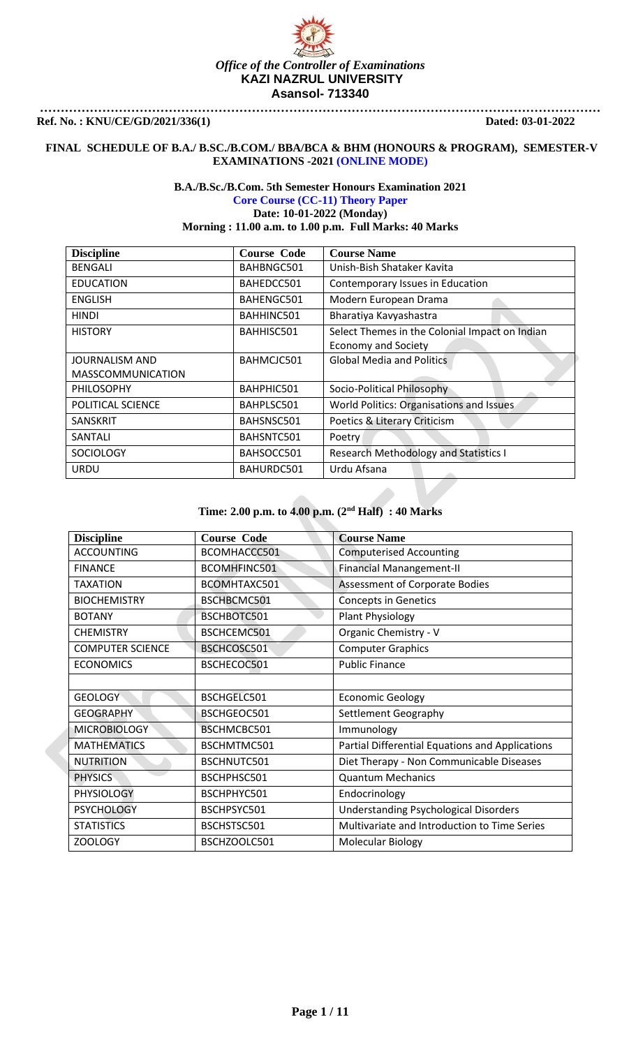*Office of the Controller of Examinations*
**KAZI NAZRUL UNIVERSITY**
**Asansol- 713340**

**Ref. No. : KNU/CE/GD/2021/336(1)** **Dated: 03-01-2022**

## FINAL SCHEDULE OF B.A./ B.SC./B.COM./ BBA/BCA & BHM (HONOURS & PROGRAM), SEMESTER-V EXAMINATIONS -2021 (ONLINE MODE)

### B.A./B.Sc./B.Com. 5th Semester Honours Examination 2021

**Core Course (CC-11) Theory Paper**
**Date: 10-01-2022 (Monday)**
**Morning : 11.00 a.m. to 1.00 p.m. Full Marks: 40 Marks**

| Discipline | Course Code | Course Name |
|---|---|---|
| BENGALI | BAHBNGC501 | Unish-Bish Shataker Kavita |
| EDUCATION | BAHEDCC501 | Contemporary Issues in Education |
| ENGLISH | BAHENGC501 | Modern European Drama |
| HINDI | BAHHINC501 | Bharatiya Kavyashastra |
| HISTORY | BAHHISC501 | Select Themes in the Colonial Impact on Indian Economy and Society |
| JOURNALISM AND MASSCOMMUNICATION | BAHMCJC501 | Global Media and Politics |
| PHILOSOPHY | BAHPHIC501 | Socio-Political Philosophy |
| POLITICAL SCIENCE | BAHPLSC501 | World Politics: Organisations and Issues |
| SANSKRIT | BAHSNSC501 | Poetics & Literary Criticism |
| SANTALI | BAHSNTC501 | Poetry |
| SOCIOLOGY | BAHSOCC501 | Research Methodology and Statistics I |
| URDU | BAHURDC501 | Urdu Afsana |

**Time: 2.00 p.m. to 4.00 p.m. (2nd Half) : 40 Marks**

| Discipline | Course Code | Course Name |
|---|---|---|
| ACCOUNTING | BCOMHACCC501 | Computerised Accounting |
| FINANCE | BCOMHFINC501 | Financial Manangement-II |
| TAXATION | BCOMHTAXC501 | Assessment of Corporate Bodies |
| BIOCHEMISTRY | BSCHBCMC501 | Concepts in Genetics |
| BOTANY | BSCHBOTC501 | Plant Physiology |
| CHEMISTRY | BSCHCEMC501 | Organic Chemistry - V |
| COMPUTER SCIENCE | BSCHCOSC501 | Computer Graphics |
| ECONOMICS | BSCHECOC501 | Public Finance |
| | | |
| GEOLOGY | BSCHGELC501 | Economic Geology |
| GEOGRAPHY | BSCHGEOC501 | Settlement Geography |
| MICROBIOLOGY | BSCHMCBC501 | Immunology |
| MATHEMATICS | BSCHMTMC501 | Partial Differential Equations and Applications |
| NUTRITION | BSCHNUTC501 | Diet Therapy - Non Communicable Diseases |
| PHYSICS | BSCHPHSC501 | Quantum Mechanics |
| PHYSIOLOGY | BSCHPHYC501 | Endocrinology |
| PSYCHOLOGY | BSCHPSYC501 | Understanding Psychological Disorders |
| STATISTICS | BSCHSTSC501 | Multivariate and Introduction to Time Series |
| ZOOLOGY | BSCHZOOLC501 | Molecular Biology |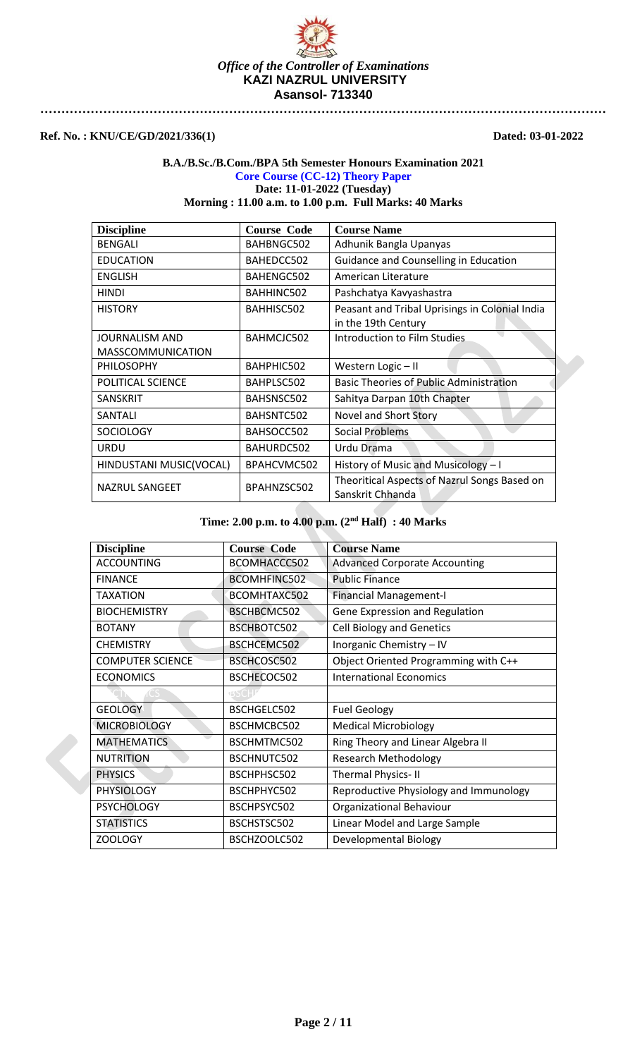*Office of the Controller of Examinations*

**KAZI NAZRUL UNIVERSITY**

**Asansol- 713340**

**Ref. No. : KNU/CE/GD/2021/336(1)** **Dated: 03-01-2022**

**B.A./B.Sc./B.Com./BPA 5th Semester Honours Examination 2021**

**Core Course (CC-12) Theory Paper**

**Date: 11-01-2022 (Tuesday)**

**Morning : 11.00 a.m. to 1.00 p.m. Full Marks: 40 Marks**

| Discipline | Course Code | Course Name |
|---|---|---|
| BENGALI | BAHBNGC502 | Adhunik Bangla Upanyas |
| EDUCATION | BAHEDCC502 | Guidance and Counselling in Education |
| ENGLISH | BAHENGC502 | American Literature |
| HINDI | BAHHINC502 | Pashchatya Kavyashastra |
| HISTORY | BAHHISC502 | Peasant and Tribal Uprisings in Colonial India in the 19th Century |
| JOURNALISM AND MASSCOMMUNICATION | BAHMCJC502 | Introduction to Film Studies |
| PHILOSOPHY | BAHPHIC502 | Western Logic – II |
| POLITICAL SCIENCE | BAHPLSC502 | Basic Theories of Public Administration |
| SANSKRIT | BAHSNSC502 | Sahitya Darpan 10th Chapter |
| SANTALI | BAHSNTC502 | Novel and Short Story |
| SOCIOLOGY | BAHSOCC502 | Social Problems |
| URDU | BAHURDC502 | Urdu Drama |
| HINDUSTANI MUSIC(VOCAL) | BPAHCVMC502 | History of Music and Musicology – I |
| NAZRUL SANGEET | BPAHNZSC502 | Theoritical Aspects of Nazrul Songs Based on Sanskrit Chhanda |

**Time: 2.00 p.m. to 4.00 p.m. (2nd Half) : 40 Marks**

| Discipline | Course Code | Course Name |
|---|---|---|
| ACCOUNTING | BCOMHACCC502 | Advanced Corporate Accounting |
| FINANCE | BCOMHFINC502 | Public Finance |
| TAXATION | BCOMHTAXC502 | Financial Management-I |
| BIOCHEMISTRY | BSCHBCMC502 | Gene Expression and Regulation |
| BOTANY | BSCHBOTC502 | Cell Biology and Genetics |
| CHEMISTRY | BSCHCEMC502 | Inorganic Chemistry – IV |
| COMPUTER SCIENCE | BSCHCOSC502 | Object Oriented Programming with C++ |
| ECONOMICS | BSCHECOC502 | International Economics |
| ~~ELECTRONICS~~ | ~~BSCH~~ | |
| GEOLOGY | BSCHGELC502 | Fuel Geology |
| MICROBIOLOGY | BSCHMCBC502 | Medical Microbiology |
| MATHEMATICS | BSCHMTMC502 | Ring Theory and Linear Algebra II |
| NUTRITION | BSCHNUTC502 | Research Methodology |
| PHYSICS | BSCHPHSC502 | Thermal Physics- II |
| PHYSIOLOGY | BSCHPHYC502 | Reproductive Physiology and Immunology |
| PSYCHOLOGY | BSCHPSYC502 | Organizational Behaviour |
| STATISTICS | BSCHSTSC502 | Linear Model and Large Sample |
| ZOOLOGY | BSCHZOOLC502 | Developmental Biology |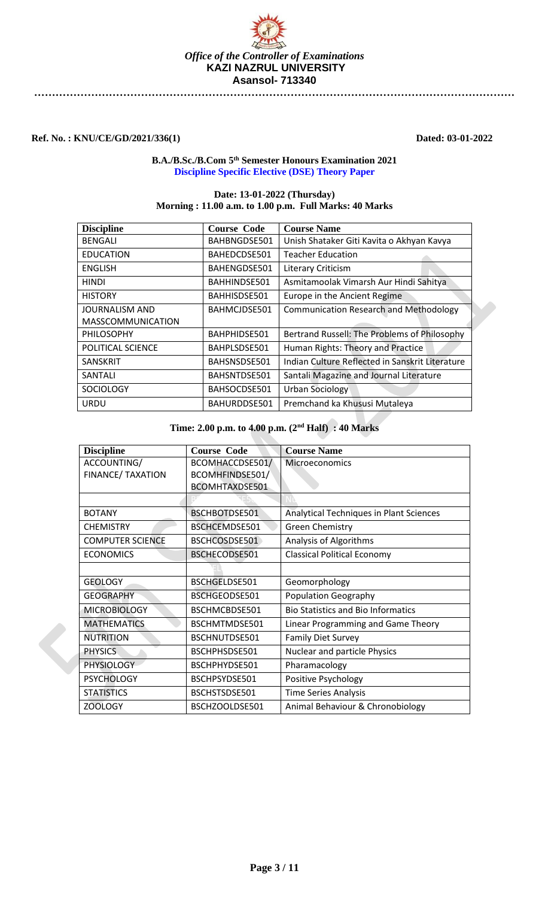*Office of the Controller of Examinations*
**KAZI NAZRUL UNIVERSITY**
**Asansol- 713340**

**Ref. No. : KNU/CE/GD/2021/336(1)** **Dated: 03-01-2022**

**B.A./B.Sc./B.Com 5th Semester Honours Examination 2021**
**Discipline Specific Elective (DSE) Theory Paper**

**Date: 13-01-2022 (Thursday)**
**Morning : 11.00 a.m. to 1.00 p.m. Full Marks: 40 Marks**

| Discipline | Course Code | Course Name |
|---|---|---|
| BENGALI | BAHBNGDSE501 | Unish Shataker Giti Kavita o Akhyan Kavya |
| EDUCATION | BAHEDCDSE501 | Teacher Education |
| ENGLISH | BAHENGDSE501 | Literary Criticism |
| HINDI | BAHHINDSE501 | Asmitamoolak Vimarsh Aur Hindi Sahitya |
| HISTORY | BAHHISDSE501 | Europe in the Ancient Regime |
| JOURNALISM AND MASSCOMMUNICATION | BAHMCJDSE501 | Communication Research and Methodology |
| PHILOSOPHY | BAHPHIDSE501 | Bertrand Russell: The Problems of Philosophy |
| POLITICAL SCIENCE | BAHPLSDSE501 | Human Rights: Theory and Practice |
| SANSKRIT | BAHSNSDSE501 | Indian Culture Reflected in Sanskrit Literature |
| SANTALI | BAHSNTDSE501 | Santali Magazine and Journal Literature |
| SOCIOLOGY | BAHSOCDSE501 | Urban Sociology |
| URDU | BAHURDDSE501 | Premchand ka Khususi Mutaleya |

**Time: 2.00 p.m. to 4.00 p.m. (2nd Half) : 40 Marks**

| Discipline | Course Code | Course Name |
|---|---|---|
| ACCOUNTING/ FINANCE/ TAXATION | BCOMHACCDSE501/ BCOMHFINDSE501/ BCOMHTAXDSE501 | Microeconomics |
| | | |
| BOTANY | BSCHBOTDSE501 | Analytical Techniques in Plant Sciences |
| CHEMISTRY | BSCHCEMDSE501 | Green Chemistry |
| COMPUTER SCIENCE | BSCHCOSDSE501 | Analysis of Algorithms |
| ECONOMICS | BSCHECODSE501 | Classical Political Economy |
| | | |
| GEOLOGY | BSCHGELDSE501 | Geomorphology |
| GEOGRAPHY | BSCHGEODSE501 | Population Geography |
| MICROBIOLOGY | BSCHMCBDSE501 | Bio Statistics and Bio Informatics |
| MATHEMATICS | BSCHMTMDSE501 | Linear Programming and Game Theory |
| NUTRITION | BSCHNUTDSE501 | Family Diet Survey |
| PHYSICS | BSCHPHSDSE501 | Nuclear and particle Physics |
| PHYSIOLOGY | BSCHPHYDSE501 | Pharamacology |
| PSYCHOLOGY | BSCHPSYDSE501 | Positive Psychology |
| STATISTICS | BSCHSTSDSE501 | Time Series Analysis |
| ZOOLOGY | BSCHZOOLDSE501 | Animal Behaviour & Chronobiology |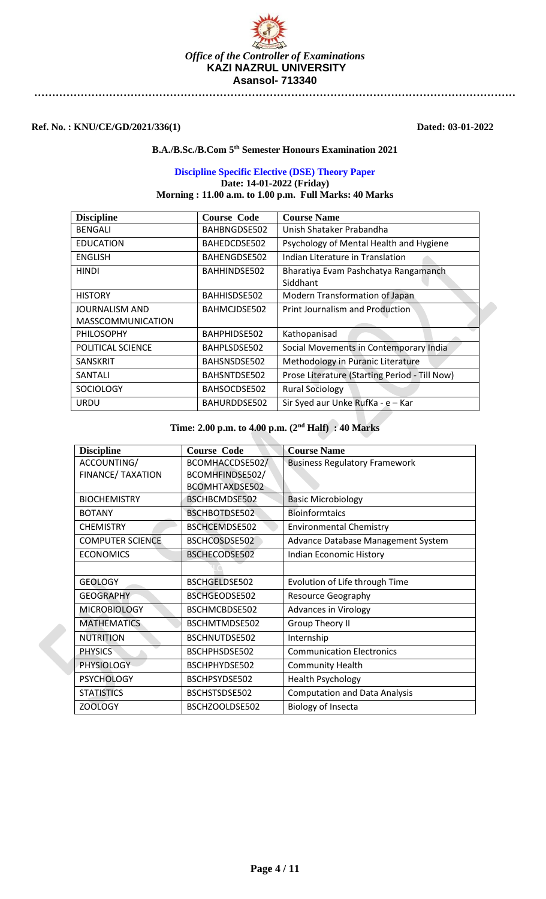*Office of the Controller of Examinations*
**KAZI NAZRUL UNIVERSITY**
**Asansol- 713340**

**Ref. No. : KNU/CE/GD/2021/336(1)** **Dated: 03-01-2022**

### B.A./B.Sc./B.Com 5th Semester Honours Examination 2021

**Discipline Specific Elective (DSE) Theory Paper**
**Date: 14-01-2022 (Friday)**
**Morning : 11.00 a.m. to 1.00 p.m. Full Marks: 40 Marks**

| Discipline | Course Code | Course Name |
|---|---|---|
| BENGALI | BAHBNGDSE502 | Unish Shataker Prabandha |
| EDUCATION | BAHEDCDSE502 | Psychology of Mental Health and Hygiene |
| ENGLISH | BAHENGDSE502 | Indian Literature in Translation |
| HINDI | BAHHINDSE502 | Bharatiya Evam Pashchatya Rangamanch Siddhant |
| HISTORY | BAHHISDSE502 | Modern Transformation of Japan |
| JOURNALISM AND MASSCOMMUNICATION | BAHMCJDSE502 | Print Journalism and Production |
| PHILOSOPHY | BAHPHIDSE502 | Kathopanisad |
| POLITICAL SCIENCE | BAHPLSDSE502 | Social Movements in Contemporary India |
| SANSKRIT | BAHSNSDSE502 | Methodology in Puranic Literature |
| SANTALI | BAHSNTDSE502 | Prose Literature (Starting Period - Till Now) |
| SOCIOLOGY | BAHSOCDSE502 | Rural Sociology |
| URDU | BAHURDDSE502 | Sir Syed aur Unke RufKa - e – Kar |

**Time: 2.00 p.m. to 4.00 p.m. (2nd Half) : 40 Marks**

| Discipline | Course Code | Course Name |
|---|---|---|
| ACCOUNTING/ FINANCE/ TAXATION | BCOMHACCDSE502/ BCOMHFINDSE502/ BCOMHTAXDSE502 | Business Regulatory Framework |
| BIOCHEMISTRY | BSCHBCMDSE502 | Basic Microbiology |
| BOTANY | BSCHBOTDSE502 | Bioinformtaics |
| CHEMISTRY | BSCHCEMDSE502 | Environmental Chemistry |
| COMPUTER SCIENCE | BSCHCOSDSE502 | Advance Database Management System |
| ECONOMICS | BSCHECODSE502 | Indian Economic History |
| | | |
| GEOLOGY | BSCHGELDSE502 | Evolution of Life through Time |
| GEOGRAPHY | BSCHGEODSE502 | Resource Geography |
| MICROBIOLOGY | BSCHMCBDSE502 | Advances in Virology |
| MATHEMATICS | BSCHMTMDSE502 | Group Theory II |
| NUTRITION | BSCHNUTDSE502 | Internship |
| PHYSICS | BSCHPHSDSE502 | Communication Electronics |
| PHYSIOLOGY | BSCHPHYDSE502 | Community Health |
| PSYCHOLOGY | BSCHPSYDSE502 | Health Psychology |
| STATISTICS | BSCHSTSDSE502 | Computation and Data Analysis |
| ZOOLOGY | BSCHZOOLDSE502 | Biology of Insecta |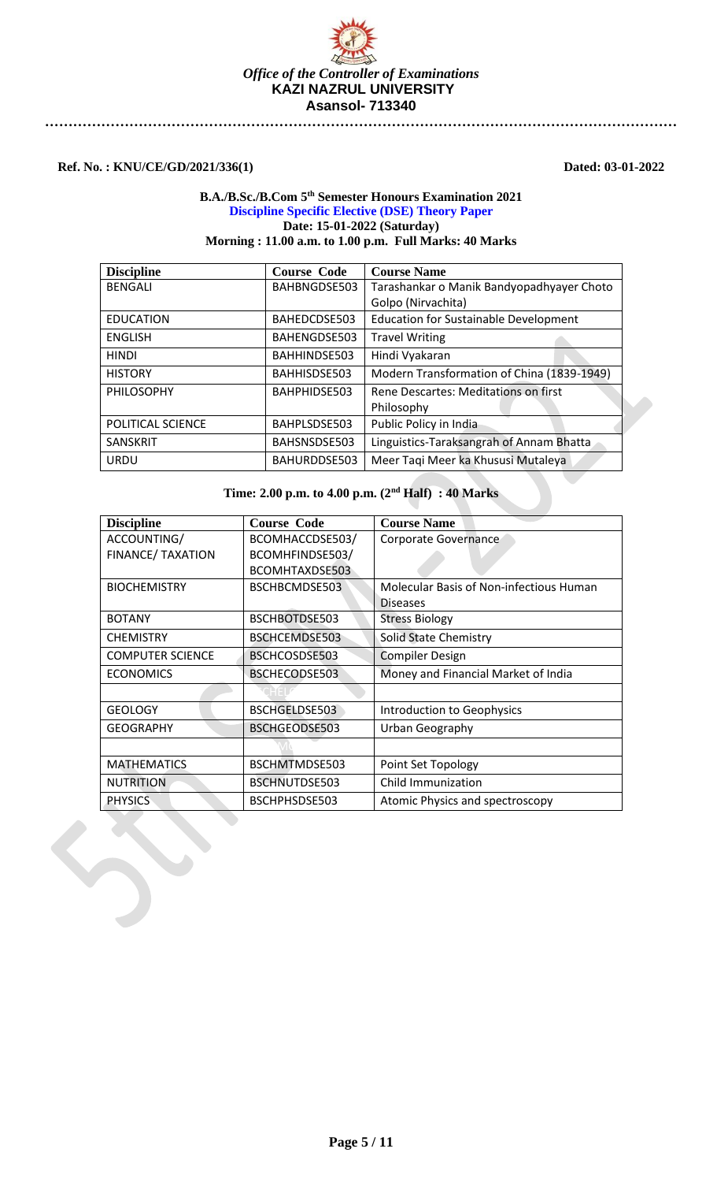*Office of the Controller of Examinations*
**KAZI NAZRUL UNIVERSITY**
**Asansol- 713340**

**Ref. No. : KNU/CE/GD/2021/336(1)** **Dated: 03-01-2022**

**B.A./B.Sc./B.Com 5th Semester Honours Examination 2021**
**Discipline Specific Elective (DSE) Theory Paper**
**Date: 15-01-2022 (Saturday)**
**Morning : 11.00 a.m. to 1.00 p.m. Full Marks: 40 Marks**

| Discipline | Course Code | Course Name |
|---|---|---|
| BENGALI | BAHBNGDSE503 | Tarashankar o Manik Bandyopadhyayer Choto Golpo (Nirvachita) |
| EDUCATION | BAHEDCDSE503 | Education for Sustainable Development |
| ENGLISH | BAHENGDSE503 | Travel Writing |
| HINDI | BAHHINDSE503 | Hindi Vyakaran |
| HISTORY | BAHHISDSE503 | Modern Transformation of China (1839-1949) |
| PHILOSOPHY | BAHPHIDSE503 | Rene Descartes: Meditations on first Philosophy |
| POLITICAL SCIENCE | BAHPLSDSE503 | Public Policy in India |
| SANSKRIT | BAHSNSDSE503 | Linguistics-Taraksangrah of Annam Bhatta |
| URDU | BAHURDDSE503 | Meer Taqi Meer ka Khususi Mutaleya |

**Time: 2.00 p.m. to 4.00 p.m. (2nd Half) : 40 Marks**

| Discipline | Course Code | Course Name |
|---|---|---|
| ACCOUNTING/ FINANCE/ TAXATION | BCOMHACCDSE503/ BCOMHFINDSE503/ BCOMHTAXDSE503 | Corporate Governance |
| BIOCHEMISTRY | BSCHBCMDSE503 | Molecular Basis of Non-infectious Human Diseases |
| BOTANY | BSCHBOTDSE503 | Stress Biology |
| CHEMISTRY | BSCHCEMDSE503 | Solid State Chemistry |
| COMPUTER SCIENCE | BSCHCOSDSE503 | Compiler Design |
| ECONOMICS | BSCHECODSE503 | Money and Financial Market of India |
| | | |
| GEOLOGY | BSCHGELDSE503 | Introduction to Geophysics |
| GEOGRAPHY | BSCHGEODSE503 | Urban Geography |
| | | |
| MATHEMATICS | BSCHMTMDSE503 | Point Set Topology |
| NUTRITION | BSCHNUTDSE503 | Child Immunization |
| PHYSICS | BSCHPHSDSE503 | Atomic Physics and spectroscopy |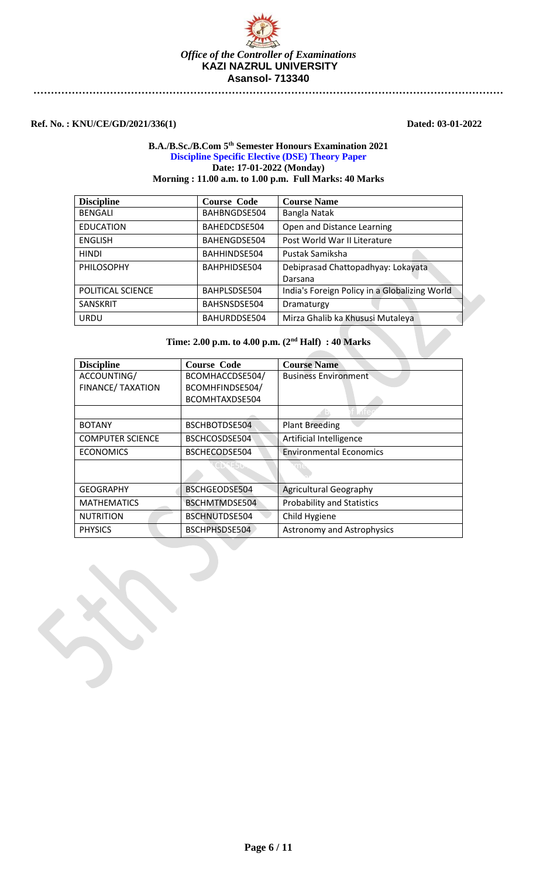*Office of the Controller of Examinations*

**KAZI NAZRUL UNIVERSITY**

**Asansol- 713340**

……………………………………………………………………………………………………………………

**Ref. No. : KNU/CE/GD/2021/336(1)** **Dated: 03-01-2022**

**B.A./B.Sc./B.Com 5th Semester Honours Examination 2021**

**Discipline Specific Elective (DSE) Theory Paper**

**Date: 17-01-2022 (Monday)**

**Morning : 11.00 a.m. to 1.00 p.m. Full Marks: 40 Marks**

| Discipline | Course Code | Course Name |
|---|---|---|
| BENGALI | BAHBNGDSE504 | Bangla Natak |
| EDUCATION | BAHEDCDSE504 | Open and Distance Learning |
| ENGLISH | BAHENGDSE504 | Post World War II Literature |
| HINDI | BAHHINDSE504 | Pustak Samiksha |
| PHILOSOPHY | BAHPHIDSE504 | Debiprasad Chattopadhyay: Lokayata Darsana |
| POLITICAL SCIENCE | BAHPLSDSE504 | India's Foreign Policy in a Globalizing World |
| SANSKRIT | BAHSNSDSE504 | Dramaturgy |
| URDU | BAHURDDSE504 | Mirza Ghalib ka Khususi Mutaleya |

**Time: 2.00 p.m. to 4.00 p.m. (2nd Half) : 40 Marks**

| Discipline | Course Code | Course Name |
|---|---|---|
| ACCOUNTING/ FINANCE/ TAXATION | BCOMHACCDSE504/ BCOMHFINDSE504/ BCOMHTAXDSE504 | Business Environment |
| | | |
| BOTANY | BSCHBOTDSE504 | Plant Breeding |
| COMPUTER SCIENCE | BSCHCOSDSE504 | Artificial Intelligence |
| ECONOMICS | BSCHECODSE504 | Environmental Economics |
| | | |
| GEOGRAPHY | BSCHGEODSE504 | Agricultural Geography |
| MATHEMATICS | BSCHMTMDSE504 | Probability and Statistics |
| NUTRITION | BSCHNUTDSE504 | Child Hygiene |
| PHYSICS | BSCHPHSDSE504 | Astronomy and Astrophysics |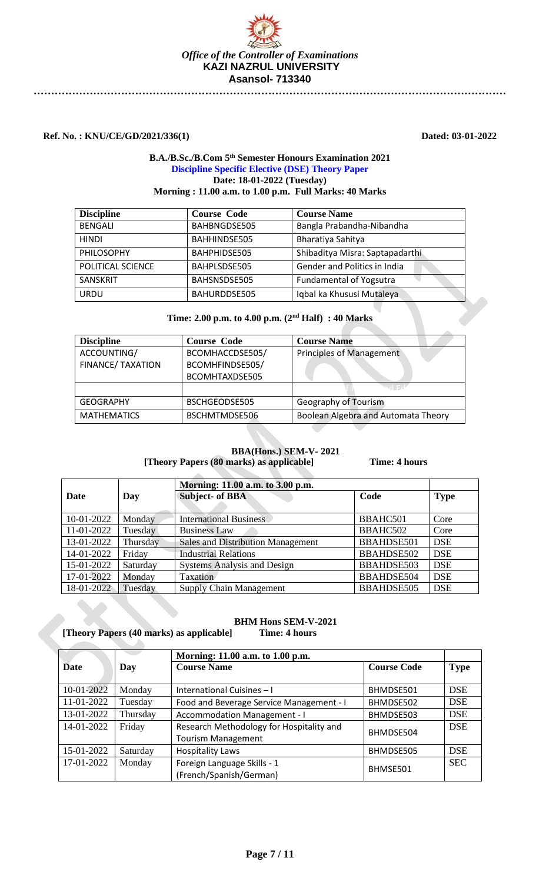*Office of the Controller of Examinations*
**KAZI NAZRUL UNIVERSITY**
**Asansol- 713340**

**Ref. No. : KNU/CE/GD/2021/336(1)** **Dated: 03-01-2022**

**B.A./B.Sc./B.Com 5th Semester Honours Examination 2021**
**Discipline Specific Elective (DSE) Theory Paper**
**Date: 18-01-2022 (Tuesday)**
**Morning : 11.00 a.m. to 1.00 p.m. Full Marks: 40 Marks**

| Discipline | Course Code | Course Name |
|---|---|---|
| BENGALI | BAHBNGDSE505 | Bangla Prabandha-Nibandha |
| HINDI | BAHHINDSE505 | Bharatiya Sahitya |
| PHILOSOPHY | BAHPHIDSE505 | Shibaditya Misra: Saptapadarthi |
| POLITICAL SCIENCE | BAHPLSDSE505 | Gender and Politics in India |
| SANSKRIT | BAHSNSDSE505 | Fundamental of Yogsutra |
| URDU | BAHURDDSE505 | Iqbal ka Khususi Mutaleya |

**Time: 2.00 p.m. to 4.00 p.m. (2nd Half) : 40 Marks**

| Discipline | Course Code | Course Name |
|---|---|---|
| ACCOUNTING/ FINANCE/ TAXATION | BCOMHACCDSE505/ BCOMHFINDSE505/ BCOMHTAXDSE505 | Principles of Management |
| | | |
| GEOGRAPHY | BSCHGEODSE505 | Geography of Tourism |
| MATHEMATICS | BSCHMTMDSE506 | Boolean Algebra and Automata Theory |

**BBA(Hons.) SEM-V- 2021**
**[Theory Papers (80 marks) as applicable]** **Time: 4 hours**

| Date | Day | Morning: 11.00 a.m. to 3.00 p.m. Subject- of BBA | Code | Type |
|---|---|---|---|---|
| 10-01-2022 | Monday | International Business | BBAHC501 | Core |
| 11-01-2022 | Tuesday | Business Law | BBAHC502 | Core |
| 13-01-2022 | Thursday | Sales and Distribution Management | BBAHDSE501 | DSE |
| 14-01-2022 | Friday | Industrial Relations | BBAHDSE502 | DSE |
| 15-01-2022 | Saturday | Systems Analysis and Design | BBAHDSE503 | DSE |
| 17-01-2022 | Monday | Taxation | BBAHDSE504 | DSE |
| 18-01-2022 | Tuesday | Supply Chain Management | BBAHDSE505 | DSE |

**BHM Hons SEM-V-2021**
**[Theory Papers (40 marks) as applicable]** **Time: 4 hours**

| Date | Day | Morning: 11.00 a.m. to 1.00 p.m. Course Name | Course Code | Type |
|---|---|---|---|---|
| 10-01-2022 | Monday | International Cuisines – I | BHMDSE501 | DSE |
| 11-01-2022 | Tuesday | Food and Beverage Service Management - I | BHMDSE502 | DSE |
| 13-01-2022 | Thursday | Accommodation Management - I | BHMDSE503 | DSE |
| 14-01-2022 | Friday | Research Methodology for Hospitality and Tourism Management | BHMDSE504 | DSE |
| 15-01-2022 | Saturday | Hospitality Laws | BHMDSE505 | DSE |
| 17-01-2022 | Monday | Foreign Language Skills - 1 (French/Spanish/German) | BHMSE501 | SEC |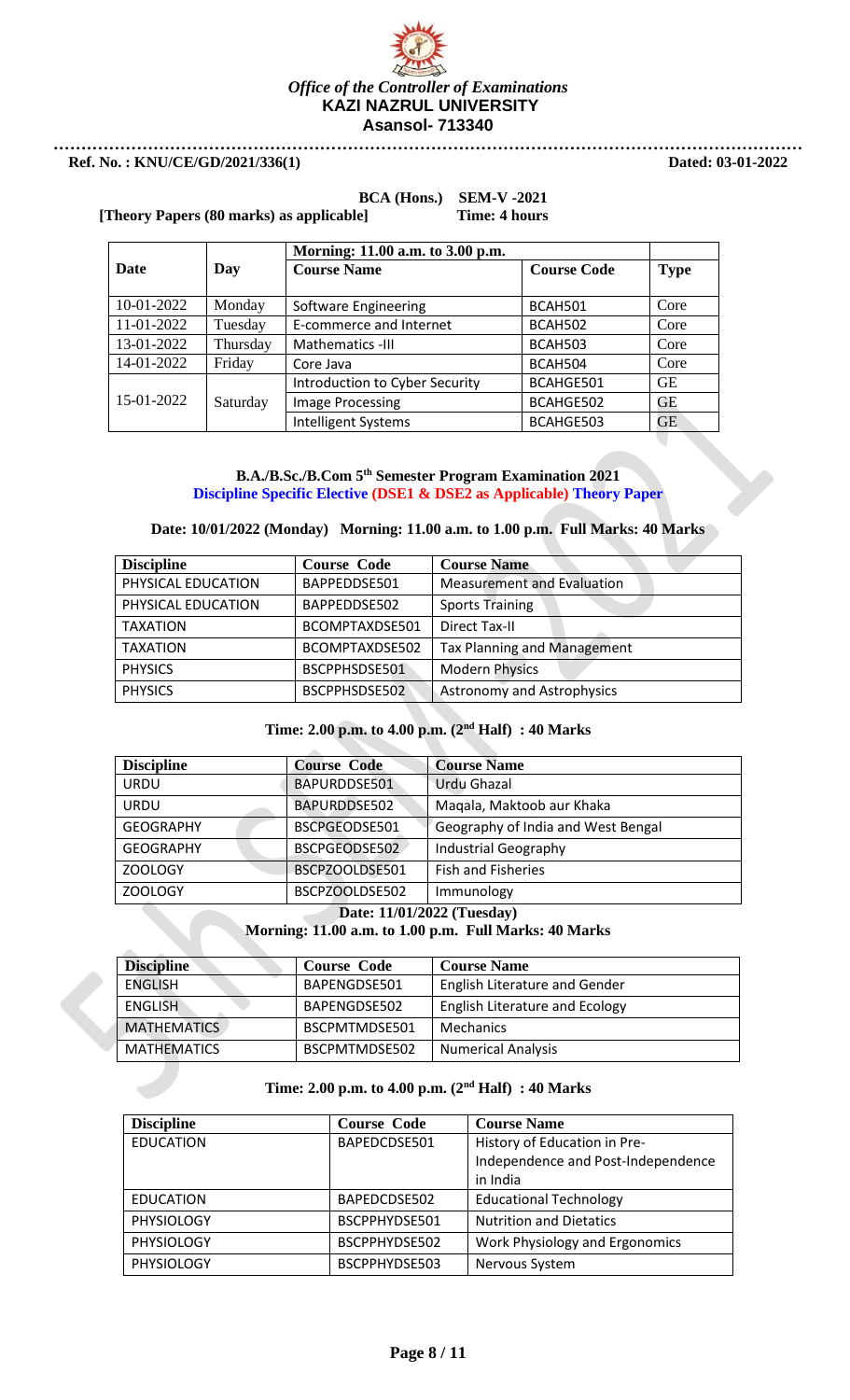*Office of the Controller of Examinations*
**KAZI NAZRUL UNIVERSITY**
**Asansol- 713340**

**Ref. No. : KNU/CE/GD/2021/336(1)** **Dated: 03-01-2022**

**BCA (Hons.) SEM-V -2021**
**[Theory Papers (80 marks) as applicable] Time: 4 hours**

| Date | Day | Morning: 11.00 a.m. to 3.00 p.m. Course Name | Course Code | Type |
|---|---|---|---|---|
| 10-01-2022 | Monday | Software Engineering | BCAH501 | Core |
| 11-01-2022 | Tuesday | E-commerce and Internet | BCAH502 | Core |
| 13-01-2022 | Thursday | Mathematics -III | BCAH503 | Core |
| 14-01-2022 | Friday | Core Java | BCAH504 | Core |
| 15-01-2022 | Saturday | Introduction to Cyber Security | BCAHGE501 | GE |
| | | Image Processing | BCAHGE502 | GE |
| | | Intelligent Systems | BCAHGE503 | GE |

**B.A./B.Sc./B.Com 5th Semester Program Examination 2021**
**Discipline Specific Elective (DSE1 & DSE2 as Applicable) Theory Paper**

**Date: 10/01/2022 (Monday) Morning: 11.00 a.m. to 1.00 p.m. Full Marks: 40 Marks**

| Discipline | Course Code | Course Name |
|---|---|---|
| PHYSICAL EDUCATION | BAPPEDDSE501 | Measurement and Evaluation |
| PHYSICAL EDUCATION | BAPPEDDSE502 | Sports Training |
| TAXATION | BCOMPTAXDSE501 | Direct Tax-II |
| TAXATION | BCOMPTAXDSE502 | Tax Planning and Management |
| PHYSICS | BSCPPHSDSE501 | Modern Physics |
| PHYSICS | BSCPPHSDSE502 | Astronomy and Astrophysics |

**Time: 2.00 p.m. to 4.00 p.m. (2nd Half) : 40 Marks**

| Discipline | Course Code | Course Name |
|---|---|---|
| URDU | BAPURDDSE501 | Urdu Ghazal |
| URDU | BAPURDDSE502 | Maqala, Maktoob aur Khaka |
| GEOGRAPHY | BSCPGEODSE501 | Geography of India and West Bengal |
| GEOGRAPHY | BSCPGEODSE502 | Industrial Geography |
| ZOOLOGY | BSCPZOOLDSE501 | Fish and Fisheries |
| ZOOLOGY | BSCPZOOLDSE502 | Immunology |

**Date: 11/01/2022 (Tuesday)**
**Morning: 11.00 a.m. to 1.00 p.m. Full Marks: 40 Marks**

| Discipline | Course Code | Course Name |
|---|---|---|
| ENGLISH | BAPENGDSE501 | English Literature and Gender |
| ENGLISH | BAPENGDSE502 | English Literature and Ecology |
| MATHEMATICS | BSCPMTMDSE501 | Mechanics |
| MATHEMATICS | BSCPMTMDSE502 | Numerical Analysis |

**Time: 2.00 p.m. to 4.00 p.m. (2nd Half) : 40 Marks**

| Discipline | Course Code | Course Name |
|---|---|---|
| EDUCATION | BAPEDCDSE501 | History of Education in Pre-Independence and Post-Independence in India |
| EDUCATION | BAPEDCDSE502 | Educational Technology |
| PHYSIOLOGY | BSCPPHYDSE501 | Nutrition and Dietatics |
| PHYSIOLOGY | BSCPPHYDSE502 | Work Physiology and Ergonomics |
| PHYSIOLOGY | BSCPPHYDSE503 | Nervous System |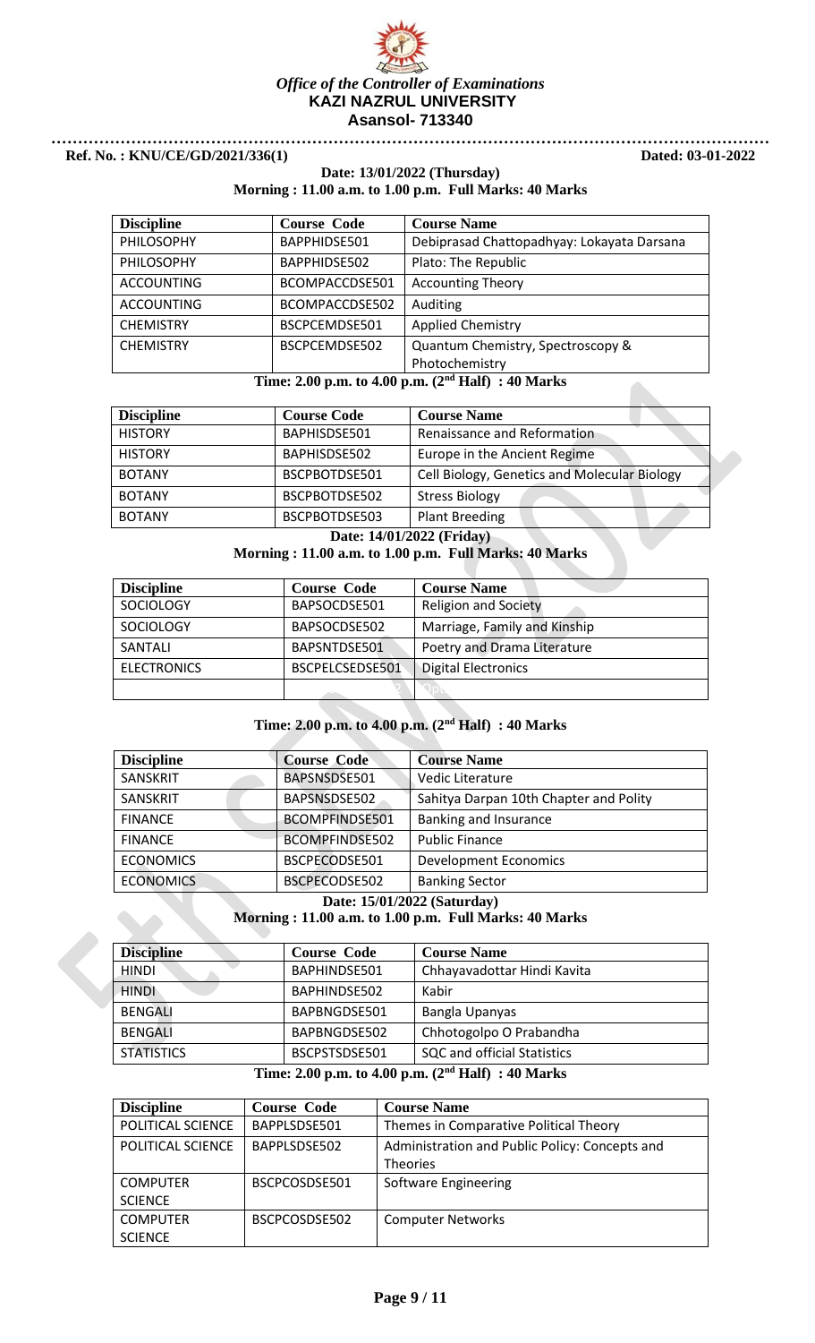*Office of the Controller of Examinations*
**KAZI NAZRUL UNIVERSITY**
**Asansol- 713340**

**Ref. No. : KNU/CE/GD/2021/336(1)** **Dated: 03-01-2022**

**Date: 13/01/2022 (Thursday)**
**Morning : 11.00 a.m. to 1.00 p.m. Full Marks: 40 Marks**

| Discipline | Course Code | Course Name |
|---|---|---|
| PHILOSOPHY | BAPPHIDSE501 | Debiprasad Chattopadhyay: Lokayata Darsana |
| PHILOSOPHY | BAPPHIDSE502 | Plato: The Republic |
| ACCOUNTING | BCOMPACCDSE501 | Accounting Theory |
| ACCOUNTING | BCOMPACCDSE502 | Auditing |
| CHEMISTRY | BSCPCEMDSE501 | Applied Chemistry |
| CHEMISTRY | BSCPCEMDSE502 | Quantum Chemistry, Spectroscopy & Photochemistry |

**Time: 2.00 p.m. to 4.00 p.m. ($2^{nd}$ Half) : 40 Marks**

| Discipline | Course Code | Course Name |
|---|---|---|
| HISTORY | BAPHISDSE501 | Renaissance and Reformation |
| HISTORY | BAPHISDSE502 | Europe in the Ancient Regime |
| BOTANY | BSCPBOTDSE501 | Cell Biology, Genetics and Molecular Biology |
| BOTANY | BSCPBOTDSE502 | Stress Biology |
| BOTANY | BSCPBOTDSE503 | Plant Breeding |

**Date: 14/01/2022 (Friday)**
**Morning : 11.00 a.m. to 1.00 p.m. Full Marks: 40 Marks**

| Discipline | Course Code | Course Name |
|---|---|---|
| SOCIOLOGY | BAPSOCDSE501 | Religion and Society |
| SOCIOLOGY | BAPSOCDSE502 | Marriage, Family and Kinship |
| SANTALI | BAPSNTDSE501 | Poetry and Drama Literature |
| ELECTRONICS | BSCPELCSEDSE501 | Digital Electronics |
| | | |

**Time: 2.00 p.m. to 4.00 p.m. ($2^{nd}$ Half) : 40 Marks**

| Discipline | Course Code | Course Name |
|---|---|---|
| SANSKRIT | BAPSNSDSE501 | Vedic Literature |
| SANSKRIT | BAPSNSDSE502 | Sahitya Darpan 10th Chapter and Polity |
| FINANCE | BCOMPFINDSE501 | Banking and Insurance |
| FINANCE | BCOMPFINDSE502 | Public Finance |
| ECONOMICS | BSCPECODSE501 | Development Economics |
| ECONOMICS | BSCPECODSE502 | Banking Sector |

**Date: 15/01/2022 (Saturday)**
**Morning : 11.00 a.m. to 1.00 p.m. Full Marks: 40 Marks**

| Discipline | Course Code | Course Name |
|---|---|---|
| HINDI | BAPHINDSE501 | Chhayavadottar Hindi Kavita |
| HINDI | BAPHINDSE502 | Kabir |
| BENGALI | BAPBNGDSE501 | Bangla Upanyas |
| BENGALI | BAPBNGDSE502 | Chhotogolpo O Prabandha |
| STATISTICS | BSCPSTSDSE501 | SQC and official Statistics |

**Time: 2.00 p.m. to 4.00 p.m. ($2^{nd}$ Half) : 40 Marks**

| Discipline | Course Code | Course Name |
|---|---|---|
| POLITICAL SCIENCE | BAPPLSDSE501 | Themes in Comparative Political Theory |
| POLITICAL SCIENCE | BAPPLSDSE502 | Administration and Public Policy: Concepts and Theories |
| COMPUTER SCIENCE | BSCPCOSDSE501 | Software Engineering |
| COMPUTER SCIENCE | BSCPCOSDSE502 | Computer Networks |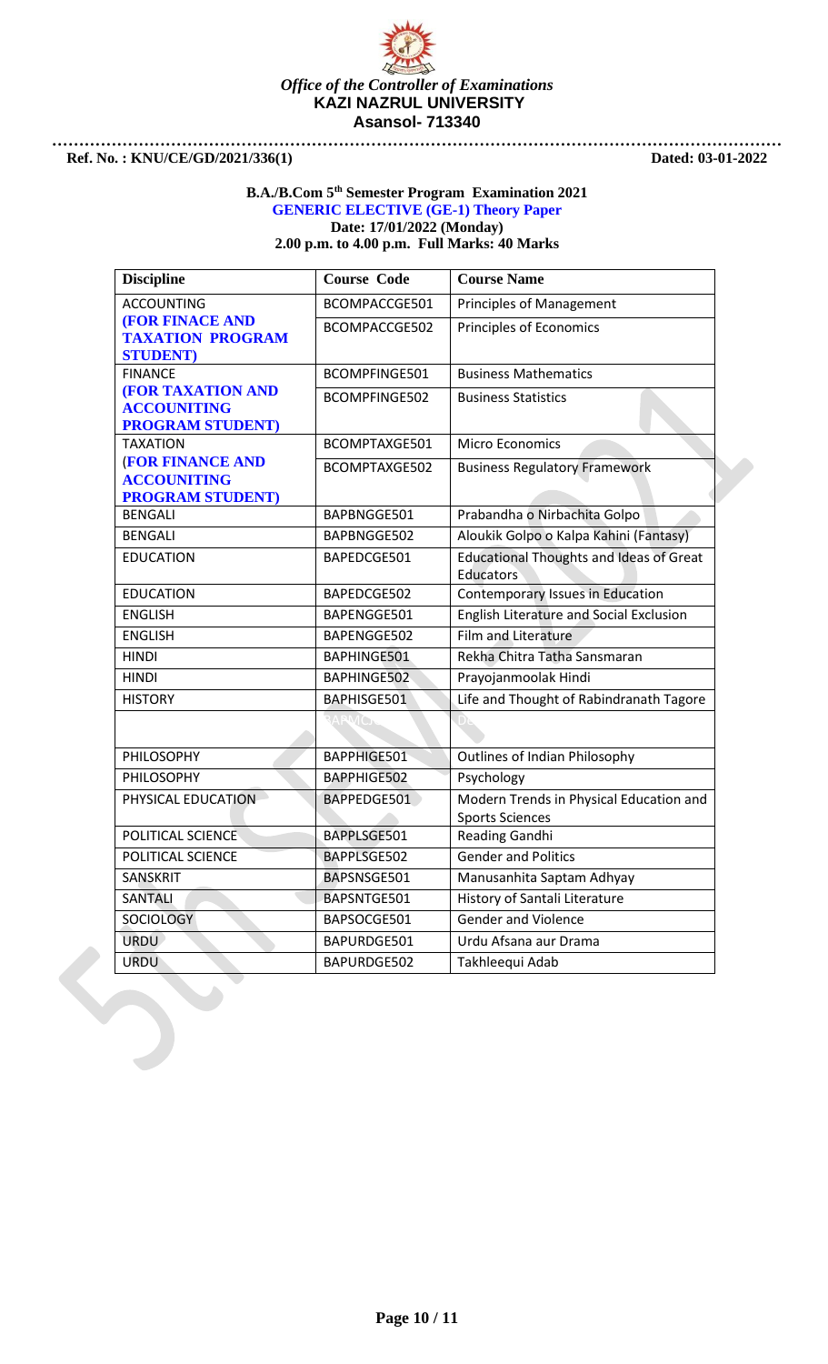*Office of the Controller of Examinations*
**KAZI NAZRUL UNIVERSITY**
**Asansol- 713340**

**Ref. No. : KNU/CE/GD/2021/336(1)** **Dated: 03-01-2022**

**B.A./B.Com 5th Semester Program Examination 2021**
**GENERIC ELECTIVE (GE-1) Theory Paper**
**Date: 17/01/2022 (Monday)**
**2.00 p.m. to 4.00 p.m. Full Marks: 40 Marks**

| Discipline | Course Code | Course Name |
|---|---|---|
| ACCOUNTING **(FOR FINACE AND TAXATION PROGRAM STUDENT)** | BCOMPACCGE501 | Principles of Management |
| | BCOMPACCGE502 | Principles of Economics |
| FINANCE **(FOR TAXATION AND ACCOUNITING PROGRAM STUDENT)** | BCOMPFINGE501 | Business Mathematics |
| | BCOMPFINGE502 | Business Statistics |
| TAXATION **(FOR FINANCE AND ACCOUNITING PROGRAM STUDENT)** | BCOMPTAXGE501 | Micro Economics |
| | BCOMPTAXGE502 | Business Regulatory Framework |
| BENGALI | BAPBNGGE501 | Prabandha o Nirbachita Golpo |
| BENGALI | BAPBNGGE502 | Aloukik Golpo o Kalpa Kahini (Fantasy) |
| EDUCATION | BAPEDCGE501 | Educational Thoughts and Ideas of Great Educators |
| EDUCATION | BAPEDCGE502 | Contemporary Issues in Education |
| ENGLISH | BAPENGGE501 | English Literature and Social Exclusion |
| ENGLISH | BAPENGGE502 | Film and Literature |
| HINDI | BAPHINGE501 | Rekha Chitra Tatha Sansmaran |
| HINDI | BAPHINGE502 | Prayojanmoolak Hindi |
| HISTORY | BAPHISGE501 | Life and Thought of Rabindranath Tagore |
| | BAPMC... | D... |
| PHILOSOPHY | BAPPHIGE501 | Outlines of Indian Philosophy |
| PHILOSOPHY | BAPPHIGE502 | Psychology |
| PHYSICAL EDUCATION | BAPPEDGE501 | Modern Trends in Physical Education and Sports Sciences |
| POLITICAL SCIENCE | BAPPLSGE501 | Reading Gandhi |
| POLITICAL SCIENCE | BAPPLSGE502 | Gender and Politics |
| SANSKRIT | BAPSNSGE501 | Manusanhita Saptam Adhyay |
| SANTALI | BAPSNTGE501 | History of Santali Literature |
| SOCIOLOGY | BAPSOCGE501 | Gender and Violence |
| URDU | BAPURDGE501 | Urdu Afsana aur Drama |
| URDU | BAPURDGE502 | Takhleequi Adab |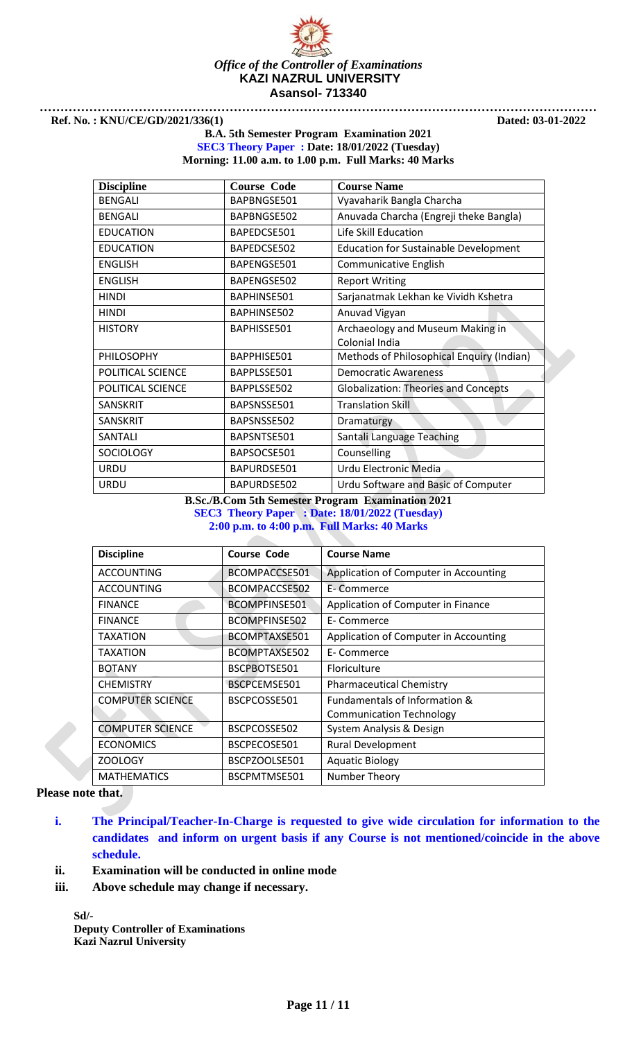*Office of the Controller of Examinations*

**KAZI NAZRUL UNIVERSITY**

**Asansol- 713340**

**Ref. No. : KNU/CE/GD/2021/336(1)** **Dated: 03-01-2022**

**B.A. 5th Semester Program Examination 2021**

**SEC3 Theory Paper : Date: 18/01/2022 (Tuesday)**

**Morning: 11.00 a.m. to 1.00 p.m. Full Marks: 40 Marks**

| Discipline | Course Code | Course Name |
|---|---|---|
| BENGALI | BAPBNGSE501 | Vyavaharik Bangla Charcha |
| BENGALI | BAPBNGSE502 | Anuvada Charcha (Engreji theke Bangla) |
| EDUCATION | BAPEDCSE501 | Life Skill Education |
| EDUCATION | BAPEDCSE502 | Education for Sustainable Development |
| ENGLISH | BAPENGSE501 | Communicative English |
| ENGLISH | BAPENGSE502 | Report Writing |
| HINDI | BAPHINSE501 | Sarjanatmak Lekhan ke Vividh Kshetra |
| HINDI | BAPHINSE502 | Anuvad Vigyan |
| HISTORY | BAPHISSE501 | Archaeology and Museum Making in Colonial India |
| PHILOSOPHY | BAPPHISE501 | Methods of Philosophical Enquiry (Indian) |
| POLITICAL SCIENCE | BAPPLSSE501 | Democratic Awareness |
| POLITICAL SCIENCE | BAPPLSSE502 | Globalization: Theories and Concepts |
| SANSKRIT | BAPSNSSE501 | Translation Skill |
| SANSKRIT | BAPSNSSE502 | Dramaturgy |
| SANTALI | BAPSNTSE501 | Santali Language Teaching |
| SOCIOLOGY | BAPSOCSE501 | Counselling |
| URDU | BAPURDSE501 | Urdu Electronic Media |
| URDU | BAPURDSE502 | Urdu Software and Basic of Computer |

**B.Sc./B.Com 5th Semester Program Examination 2021**

**SEC3 Theory Paper : Date: 18/01/2022 (Tuesday)**

**2:00 p.m. to 4:00 p.m. Full Marks: 40 Marks**

| Discipline | Course Code | Course Name |
|---|---|---|
| ACCOUNTING | BCOMPACCSE501 | Application of Computer in Accounting |
| ACCOUNTING | BCOMPACCSE502 | E- Commerce |
| FINANCE | BCOMPFINSE501 | Application of Computer in Finance |
| FINANCE | BCOMPFINSE502 | E- Commerce |
| TAXATION | BCOMPTAXSE501 | Application of Computer in Accounting |
| TAXATION | BCOMPTAXSE502 | E- Commerce |
| BOTANY | BSCPBOTSE501 | Floriculture |
| CHEMISTRY | BSCPCEMSE501 | Pharmaceutical Chemistry |
| COMPUTER SCIENCE | BSCPCOSSE501 | Fundamentals of Information & Communication Technology |
| COMPUTER SCIENCE | BSCPCOSSE502 | System Analysis & Design |
| ECONOMICS | BSCPECOSE501 | Rural Development |
| ZOOLOGY | BSCPZOOLSE501 | Aquatic Biology |
| MATHEMATICS | BSCPMTMSE501 | Number Theory |

**Please note that.**

i. **The Principal/Teacher-In-Charge is requested to give wide circulation for information to the candidates and inform on urgent basis if any Course is not mentioned/coincide in the above schedule.**
ii. **Examination will be conducted in online mode**
iii. **Above schedule may change if necessary.**

**Sd/-**

**Deputy Controller of Examinations**

**Kazi Nazrul University**